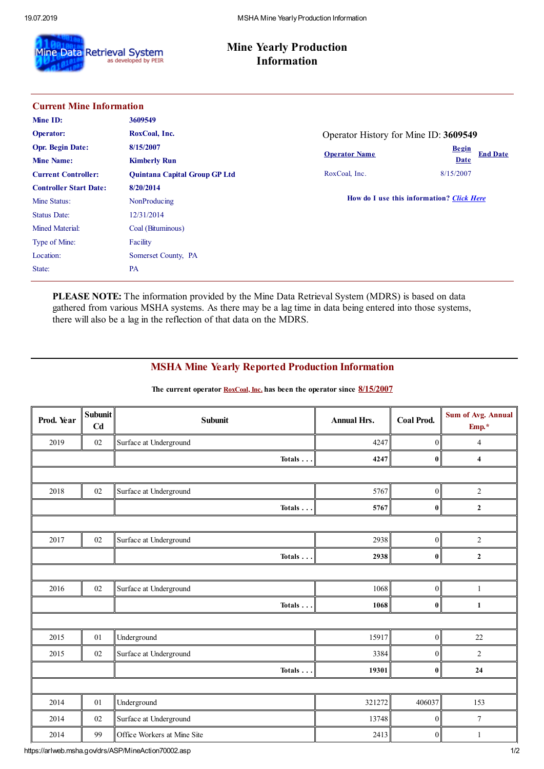# Mine Yearly Production Information

## Current Mine Information

| | |
|---|---|
| **Mine ID:** | **3609549** |
| **Operator:** | **RoxCoal, Inc.** |
| **Opr. Begin Date:** | **8/15/2007** |
| **Mine Name:** | **Kimberly Run** |
| **Current Controller:** | **Quintana Capital Group GP Ltd** |
| **Controller Start Date:** | **8/20/2014** |
| Mine Status: | NonProducing |
| Status Date: | 12/31/2014 |
| Mined Material: | Coal (Bituminous) |
| Type of Mine: | Facility |
| Location: | Somerset County, PA |
| State: | PA |

Operator History for Mine ID: **3609549**

| Operator Name | Begin Date | End Date |
|---|---|---|
| RoxCoal, Inc. | 8/15/2007 | |

**How do I use this information?** ***Click Here***

**PLEASE NOTE:** The information provided by the Mine Data Retrieval System (MDRS) is based on data gathered from various MSHA systems. As there may be a lag time in data being entered into those systems, there will also be a lag in the reflection of that data on the MDRS.

## MSHA Mine Yearly Reported Production Information

**The current operator RoxCoal, Inc. has been the operator since 8/15/2007**

| Prod. Year | Subunit Cd | Subunit | Annual Hrs. | Coal Prod. | Sum of Avg. Annual Emp.* |
|---|---|---|---|---|---|
| 2019 | 02 | Surface at Underground | 4247 | 0 | 4 |
| | | **Totals . . .** | **4247** | **0** | **4** |
| | | | | | |
| 2018 | 02 | Surface at Underground | 5767 | 0 | 2 |
| | | **Totals . . .** | **5767** | **0** | **2** |
| | | | | | |
| 2017 | 02 | Surface at Underground | 2938 | 0 | 2 |
| | | **Totals . . .** | **2938** | **0** | **2** |
| | | | | | |
| 2016 | 02 | Surface at Underground | 1068 | 0 | 1 |
| | | **Totals . . .** | **1068** | **0** | **1** |
| | | | | | |
| 2015 | 01 | Underground | 15917 | 0 | 22 |
| 2015 | 02 | Surface at Underground | 3384 | 0 | 2 |
| | | **Totals . . .** | **19301** | **0** | **24** |
| | | | | | |
| 2014 | 01 | Underground | 321272 | 406037 | 153 |
| 2014 | 02 | Surface at Underground | 13748 | 0 | 7 |
| 2014 | 99 | Office Workers at Mine Site | 2413 | 0 | 1 |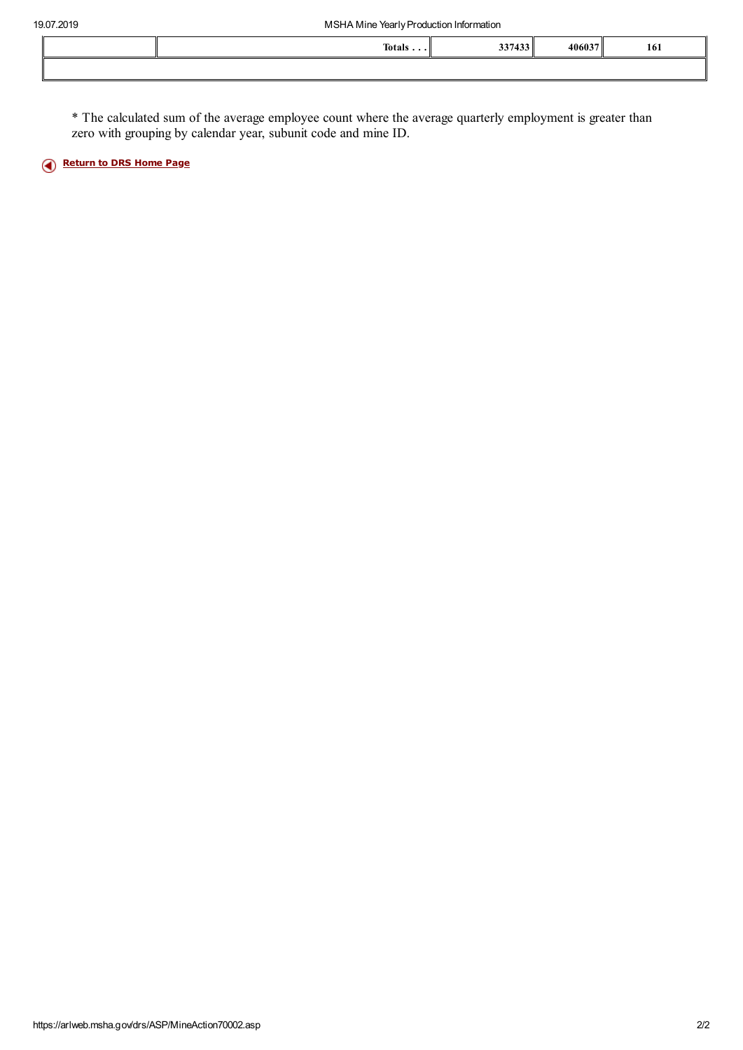| | | | | |
|---|---|---|---|---|
| | **Totals . . .** | **337433** | **406037** | **161** |
| | | | | |

* The calculated sum of the average employee count where the average quarterly employment is greater than zero with grouping by calendar year, subunit code and mine ID.

**Return to DRS Home Page**